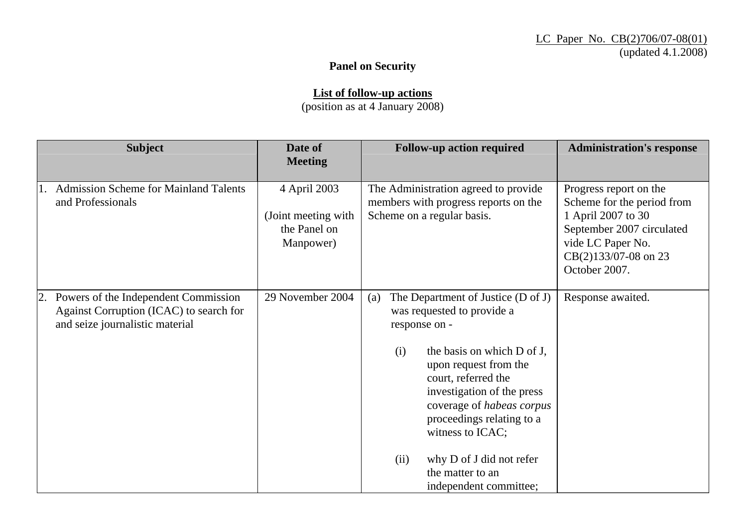LC Paper No. CB(2)706/07-08(01)
(updated 4.1.2008)

**Panel on Security**

**List of follow-up actions**
(position as at 4 January 2008)

| Subject | Date of Meeting | Follow-up action required | Administration's response |
|---|---|---|---|
| 1. Admission Scheme for Mainland Talents and Professionals | 4 April 2003<br><br>(Joint meeting with the Panel on Manpower) | The Administration agreed to provide members with progress reports on the Scheme on a regular basis. | Progress report on the Scheme for the period from 1 April 2007 to 30 September 2007 circulated vide LC Paper No. CB(2)133/07-08 on 23 October 2007. |
| 2. Powers of the Independent Commission Against Corruption (ICAC) to search for and seize journalistic material | 29 November 2004 | (a) The Department of Justice (D of J) was requested to provide a response on -<br><br>(i) the basis on which D of J, upon request from the court, referred the investigation of the press coverage of *habeas corpus* proceedings relating to a witness to ICAC;<br><br>(ii) why D of J did not refer the matter to an independent committee; | Response awaited. |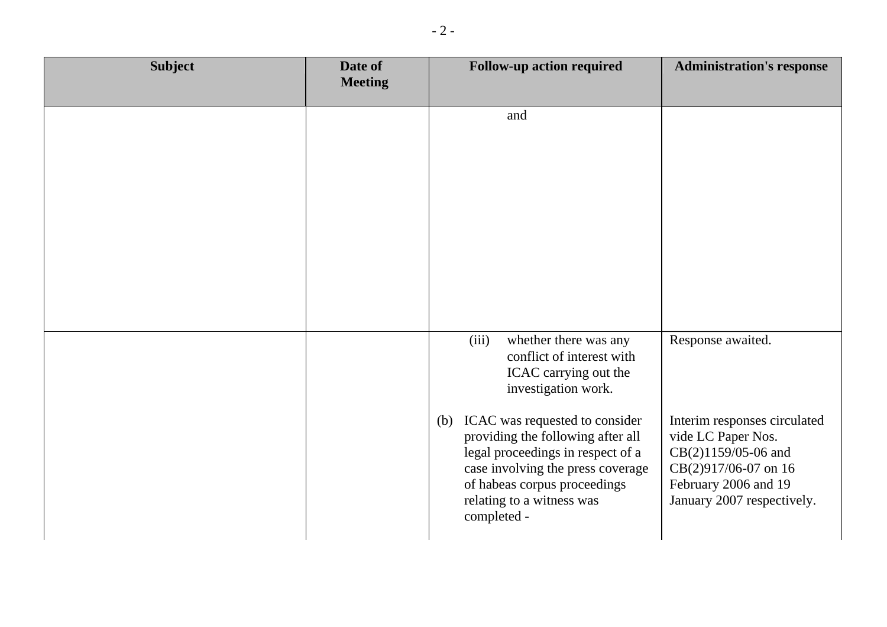| Subject | Date of Meeting | Follow-up action required | Administration's response |
|---|---|---|---|
| | | and | |
| | | (iii) whether there was any conflict of interest with ICAC carrying out the investigation work. | Response awaited. |
| | | (b) ICAC was requested to consider providing the following after all legal proceedings in respect of a case involving the press coverage of habeas corpus proceedings relating to a witness was completed - | Interim responses circulated vide LC Paper Nos. CB(2)1159/05-06 and CB(2)917/06-07 on 16 February 2006 and 19 January 2007 respectively. |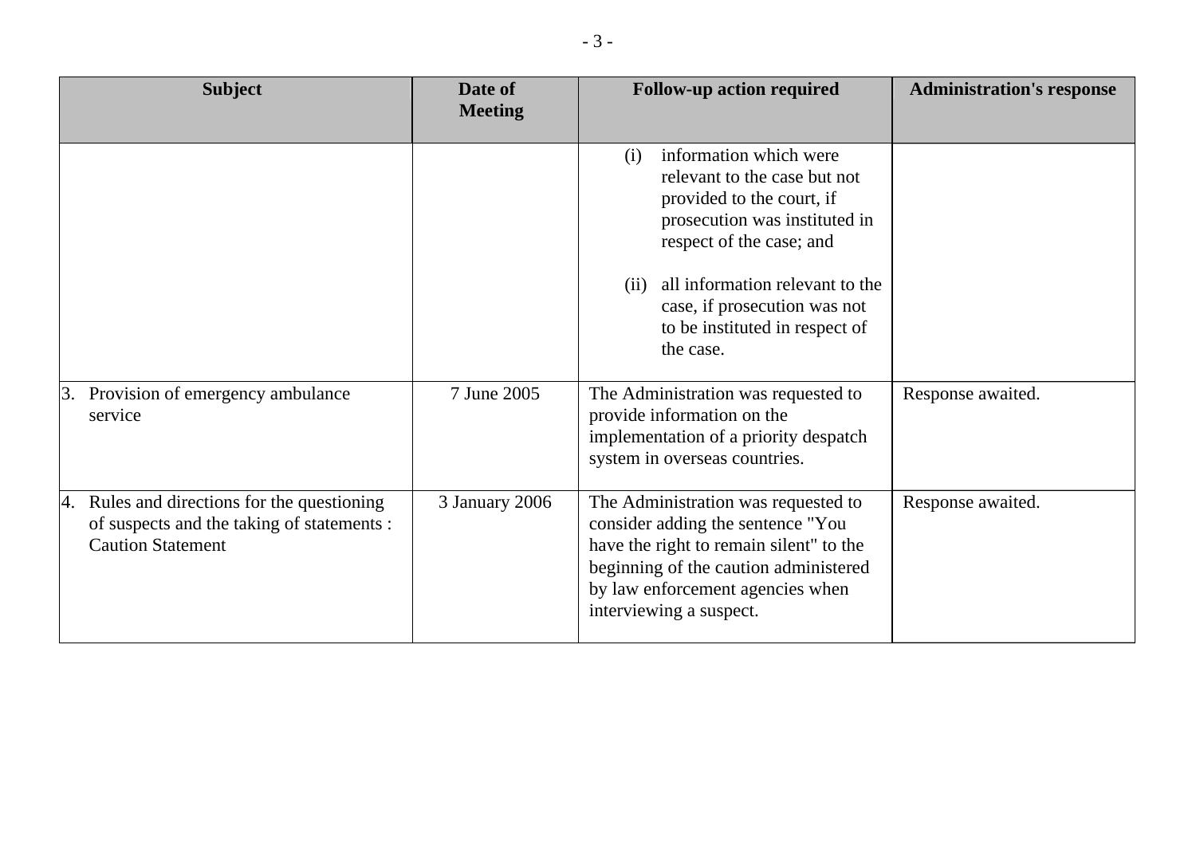| Subject | Date of Meeting | Follow-up action required | Administration's response |
| --- | --- | --- | --- |
| | | (i) information which were relevant to the case but not provided to the court, if prosecution was instituted in respect of the case; and<br><br>(ii) all information relevant to the case, if prosecution was not to be instituted in respect of the case. | |
| 3. Provision of emergency ambulance service | 7 June 2005 | The Administration was requested to provide information on the implementation of a priority despatch system in overseas countries. | Response awaited. |
| 4. Rules and directions for the questioning of suspects and the taking of statements : Caution Statement | 3 January 2006 | The Administration was requested to consider adding the sentence "You have the right to remain silent" to the beginning of the caution administered by law enforcement agencies when interviewing a suspect. | Response awaited. |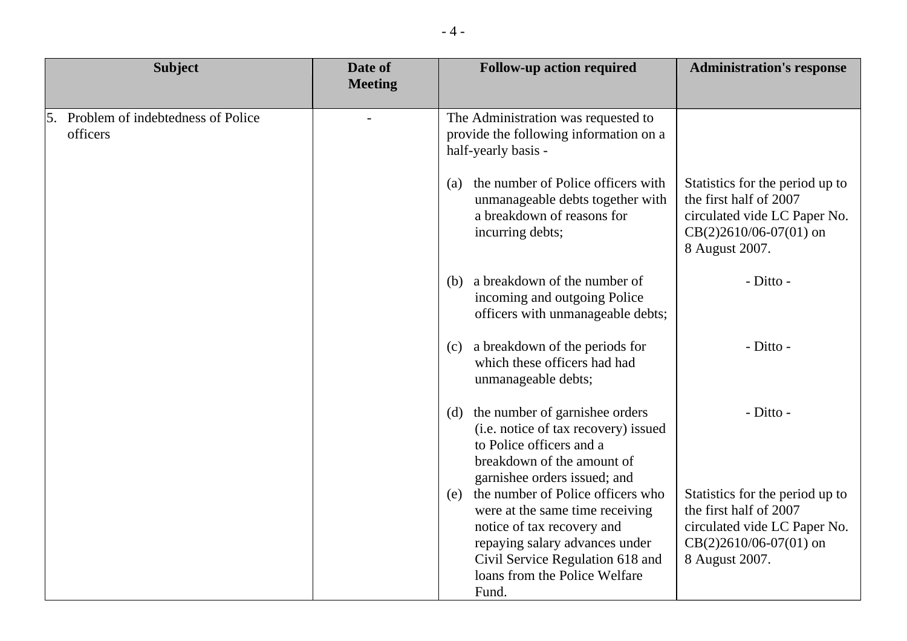| Subject | Date of Meeting | Follow-up action required | Administration's response |
|---|---|---|---|
| 5. Problem of indebtedness of Police officers | - | The Administration was requested to provide the following information on a half-yearly basis - | |
| | | (a) the number of Police officers with unmanageable debts together with a breakdown of reasons for incurring debts; | Statistics for the period up to the first half of 2007 circulated vide LC Paper No. CB(2)2610/06-07(01) on 8 August 2007. |
| | | (b) a breakdown of the number of incoming and outgoing Police officers with unmanageable debts; | - Ditto - |
| | | (c) a breakdown of the periods for which these officers had had unmanageable debts; | - Ditto - |
| | | (d) the number of garnishee orders (i.e. notice of tax recovery) issued to Police officers and a breakdown of the amount of garnishee orders issued; and | - Ditto - |
| | | (e) the number of Police officers who were at the same time receiving notice of tax recovery and repaying salary advances under Civil Service Regulation 618 and loans from the Police Welfare Fund. | Statistics for the period up to the first half of 2007 circulated vide LC Paper No. CB(2)2610/06-07(01) on 8 August 2007. |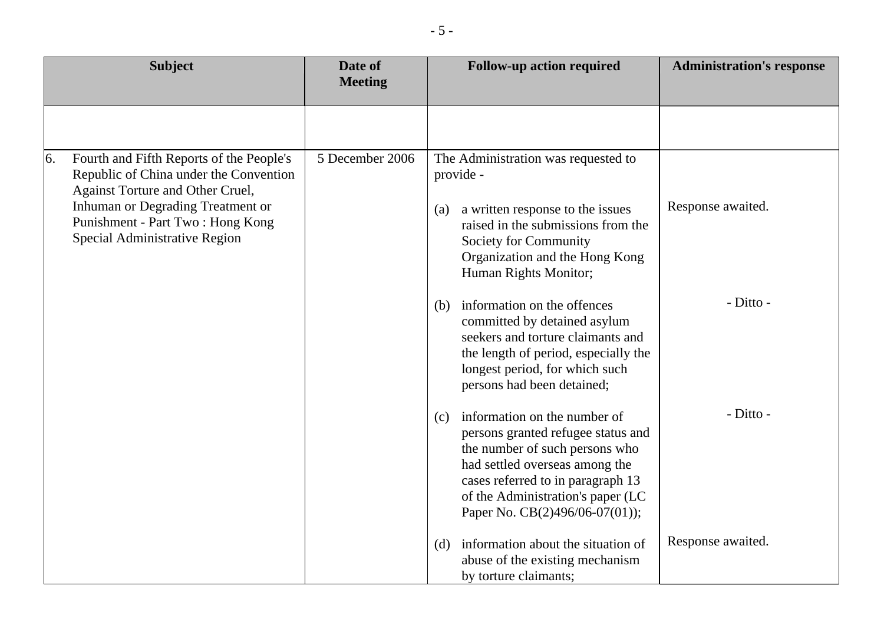| Subject | Date of Meeting | Follow-up action required | Administration's response |
|---|---|---|---|
| | | | |
| 6. Fourth and Fifth Reports of the People's Republic of China under the Convention Against Torture and Other Cruel, Inhuman or Degrading Treatment or Punishment - Part Two : Hong Kong Special Administrative Region | 5 December 2006 | The Administration was requested to provide - | |
| | | (a) a written response to the issues raised in the submissions from the Society for Community Organization and the Hong Kong Human Rights Monitor; | Response awaited. |
| | | (b) information on the offences committed by detained asylum seekers and torture claimants and the length of period, especially the longest period, for which such persons had been detained; | - Ditto - |
| | | (c) information on the number of persons granted refugee status and the number of such persons who had settled overseas among the cases referred to in paragraph 13 of the Administration's paper (LC Paper No. CB(2)496/06-07(01)); | - Ditto - |
| | | (d) information about the situation of abuse of the existing mechanism by torture claimants; | Response awaited. |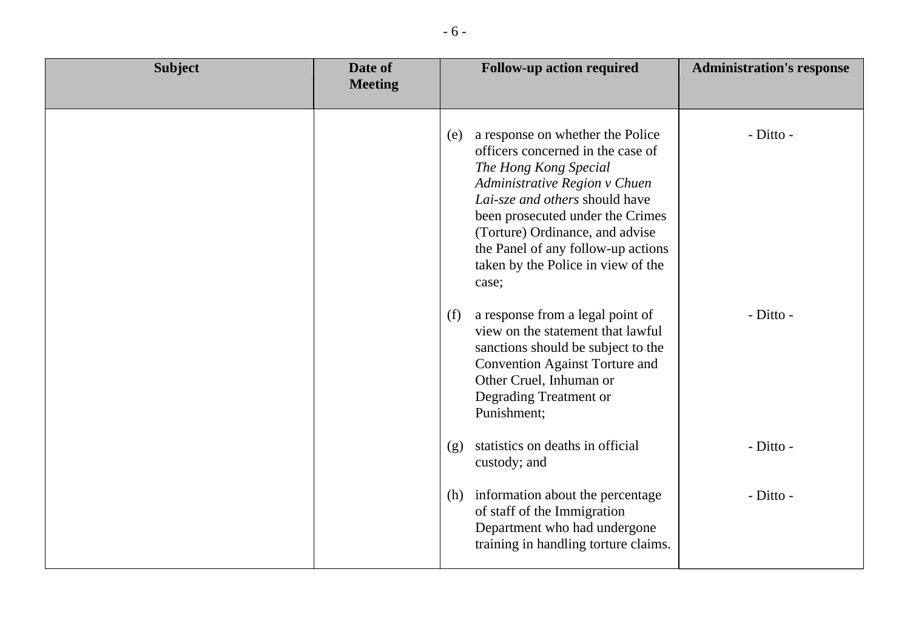| Subject | Date of Meeting | Follow-up action required | Administration's response |
|---|---|---|---|
| | | (e) a response on whether the Police officers concerned in the case of *The Hong Kong Special Administrative Region v Chuen Lai-sze and others* should have been prosecuted under the Crimes (Torture) Ordinance, and advise the Panel of any follow-up actions taken by the Police in view of the case; | - Ditto - |
| | | (f) a response from a legal point of view on the statement that lawful sanctions should be subject to the Convention Against Torture and Other Cruel, Inhuman or Degrading Treatment or Punishment; | - Ditto - |
| | | (g) statistics on deaths in official custody; and | - Ditto - |
| | | (h) information about the percentage of staff of the Immigration Department who had undergone training in handling torture claims. | - Ditto - |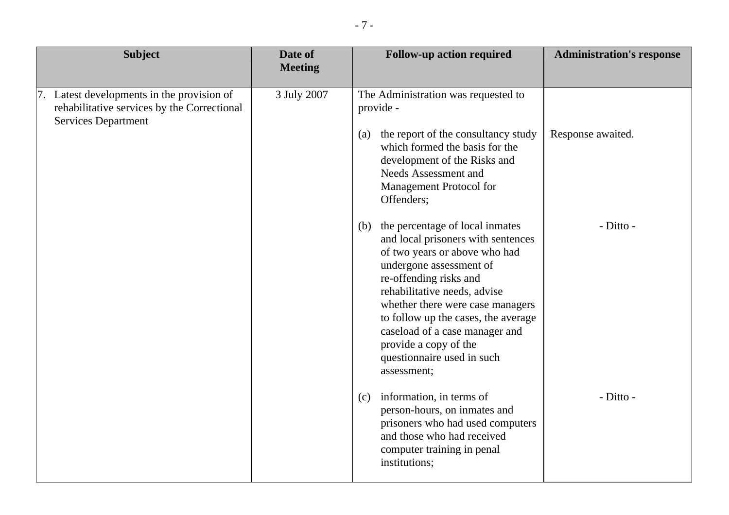| Subject | Date of Meeting | Follow-up action required | Administration's response |
|---|---|---|---|
| 7. Latest developments in the provision of rehabilitative services by the Correctional Services Department | 3 July 2007 | The Administration was requested to provide - | |
| | | (a) the report of the consultancy study which formed the basis for the development of the Risks and Needs Assessment and Management Protocol for Offenders; | Response awaited. |
| | | (b) the percentage of local inmates and local prisoners with sentences of two years or above who had undergone assessment of re-offending risks and rehabilitative needs, advise whether there were case managers to follow up the cases, the average caseload of a case manager and provide a copy of the questionnaire used in such assessment; | - Ditto - |
| | | (c) information, in terms of person-hours, on inmates and prisoners who had used computers and those who had received computer training in penal institutions; | - Ditto - |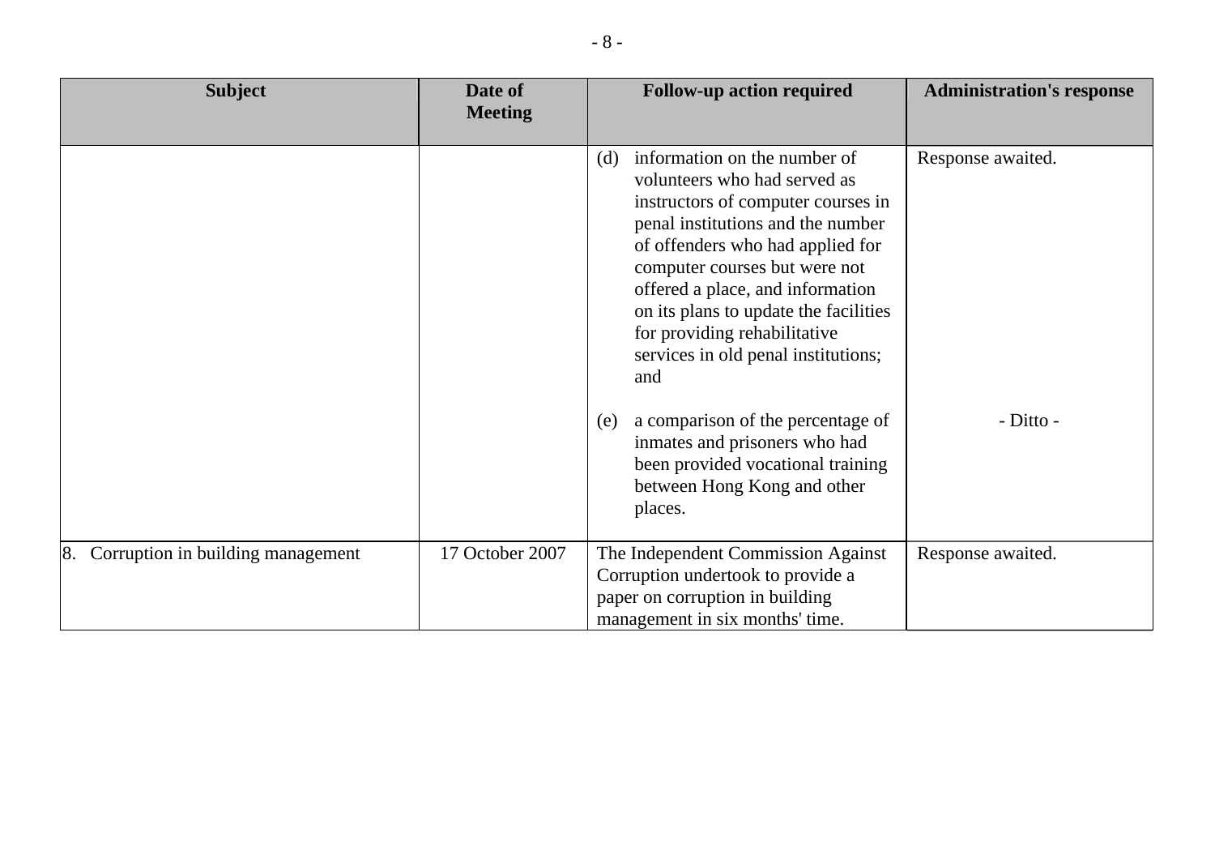| Subject | Date of Meeting | Follow-up action required | Administration's response |
|---|---|---|---|
| | | (d) information on the number of volunteers who had served as instructors of computer courses in penal institutions and the number of offenders who had applied for computer courses but were not offered a place, and information on its plans to update the facilities for providing rehabilitative services in old penal institutions; and | Response awaited. |
| | | (e) a comparison of the percentage of inmates and prisoners who had been provided vocational training between Hong Kong and other places. | - Ditto - |
| 8. Corruption in building management | 17 October 2007 | The Independent Commission Against Corruption undertook to provide a paper on corruption in building management in six months' time. | Response awaited. |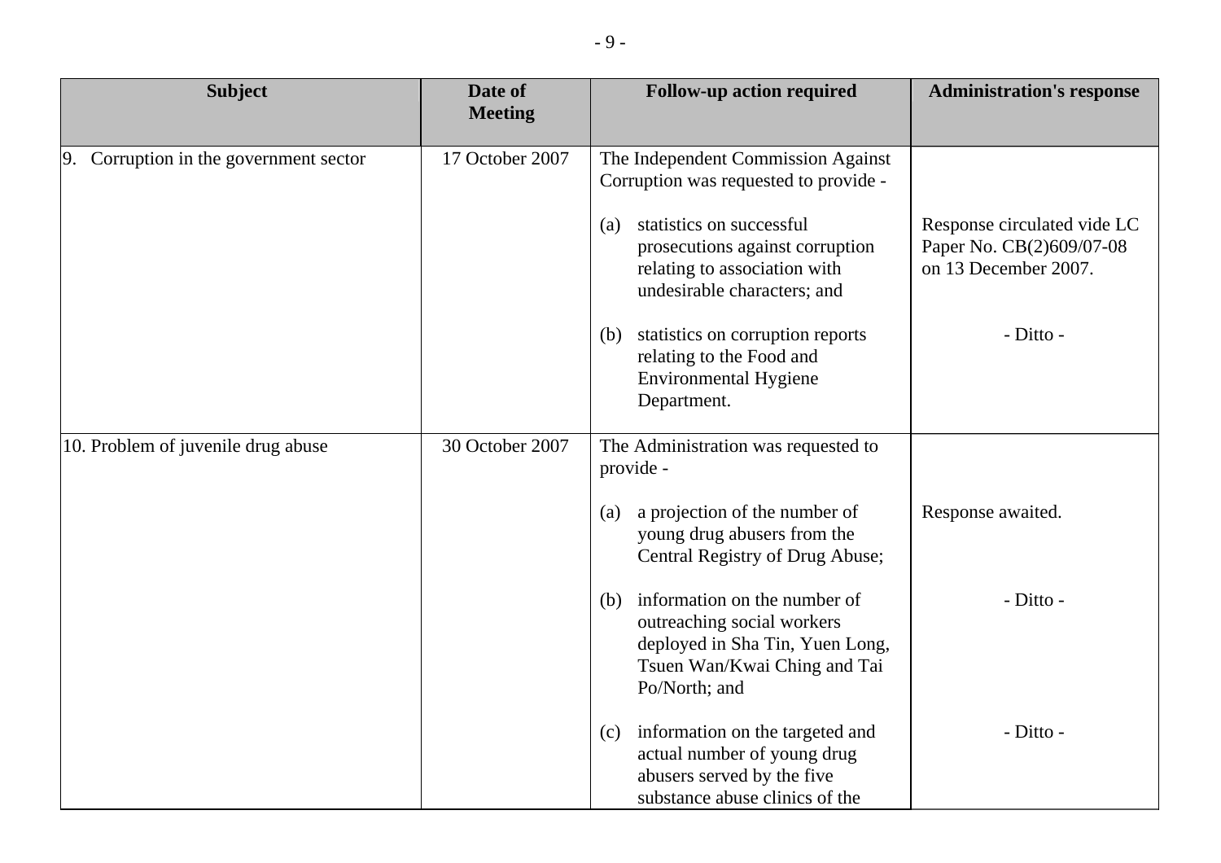| Subject | Date of Meeting | Follow-up action required | Administration's response |
|---|---|---|---|
| 9. Corruption in the government sector | 17 October 2007 | The Independent Commission Against Corruption was requested to provide - | |
| | | (a) statistics on successful prosecutions against corruption relating to association with undesirable characters; and | Response circulated vide LC Paper No. CB(2)609/07-08 on 13 December 2007. |
| | | (b) statistics on corruption reports relating to the Food and Environmental Hygiene Department. | - Ditto - |
| 10. Problem of juvenile drug abuse | 30 October 2007 | The Administration was requested to provide - | |
| | | (a) a projection of the number of young drug abusers from the Central Registry of Drug Abuse; | Response awaited. |
| | | (b) information on the number of outreaching social workers deployed in Sha Tin, Yuen Long, Tsuen Wan/Kwai Ching and Tai Po/North; and | - Ditto - |
| | | (c) information on the targeted and actual number of young drug abusers served by the five substance abuse clinics of the | - Ditto - |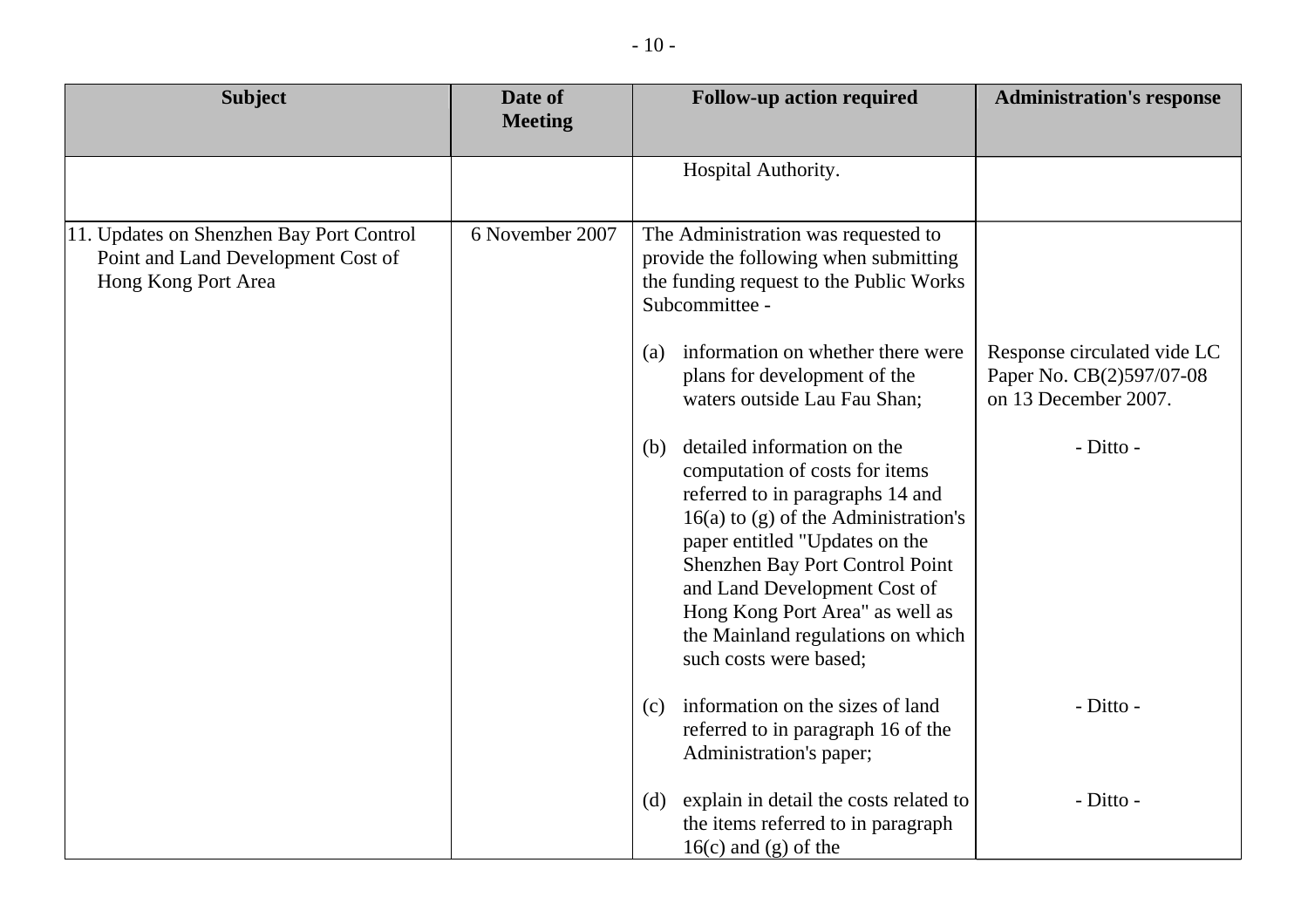| Subject | Date of Meeting | Follow-up action required | Administration's response |
|---|---|---|---|
| | | Hospital Authority. | |
| 11. Updates on Shenzhen Bay Port Control Point and Land Development Cost of Hong Kong Port Area | 6 November 2007 | The Administration was requested to provide the following when submitting the funding request to the Public Works Subcommittee - | |
| | | (a) information on whether there were plans for development of the waters outside Lau Fau Shan; | Response circulated vide LC Paper No. CB(2)597/07-08 on 13 December 2007. |
| | | (b) detailed information on the computation of costs for items referred to in paragraphs 14 and 16(a) to (g) of the Administration's paper entitled "Updates on the Shenzhen Bay Port Control Point and Land Development Cost of Hong Kong Port Area" as well as the Mainland regulations on which such costs were based; | - Ditto - |
| | | (c) information on the sizes of land referred to in paragraph 16 of the Administration's paper; | - Ditto - |
| | | (d) explain in detail the costs related to the items referred to in paragraph 16(c) and (g) of the | - Ditto - |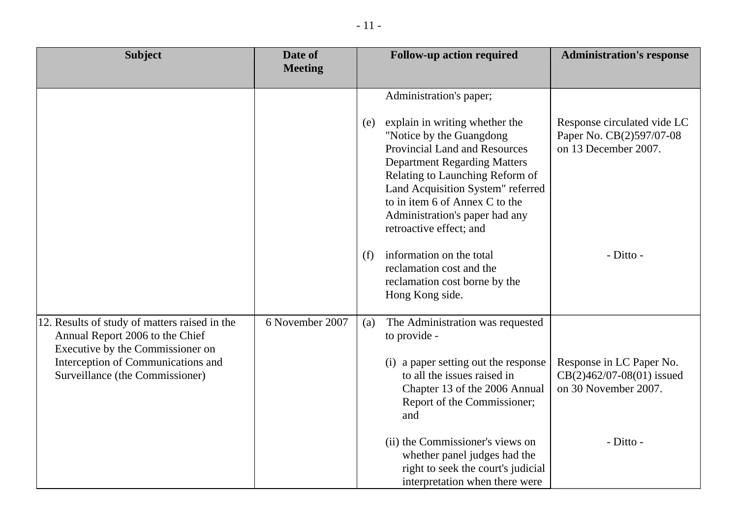| Subject | Date of Meeting | Follow-up action required | Administration's response |
|---|---|---|---|
| | | Administration's paper; | |
| | | (e) explain in writing whether the "Notice by the Guangdong Provincial Land and Resources Department Regarding Matters Relating to Launching Reform of Land Acquisition System" referred to in item 6 of Annex C to the Administration's paper had any retroactive effect; and | Response circulated vide LC Paper No. CB(2)597/07-08 on 13 December 2007. |
| | | (f) information on the total reclamation cost and the reclamation cost borne by the Hong Kong side. | - Ditto - |
| 12. Results of study of matters raised in the Annual Report 2006 to the Chief Executive by the Commissioner on Interception of Communications and Surveillance (the Commissioner) | 6 November 2007 | (a) The Administration was requested to provide - | |
| | | (i) a paper setting out the response to all the issues raised in Chapter 13 of the 2006 Annual Report of the Commissioner; and | Response in LC Paper No. CB(2)462/07-08(01) issued on 30 November 2007. |
| | | (ii) the Commissioner's views on whether panel judges had the right to seek the court's judicial interpretation when there were | - Ditto - |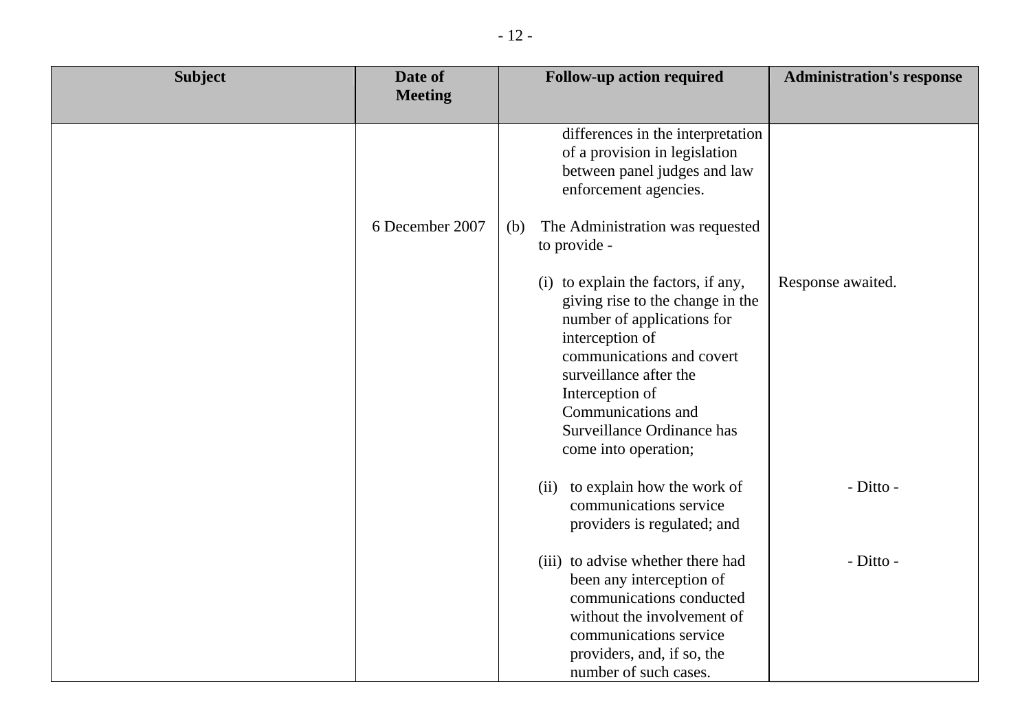| Subject | Date of Meeting | Follow-up action required | Administration's response |
|---|---|---|---|
| | | differences in the interpretation of a provision in legislation between panel judges and law enforcement agencies. | |
| | 6 December 2007 | (b) The Administration was requested to provide - | |
| | | (i) to explain the factors, if any, giving rise to the change in the number of applications for interception of communications and covert surveillance after the Interception of Communications and Surveillance Ordinance has come into operation; | Response awaited. |
| | | (ii) to explain how the work of communications service providers is regulated; and | - Ditto - |
| | | (iii) to advise whether there had been any interception of communications conducted without the involvement of communications service providers, and, if so, the number of such cases. | - Ditto - |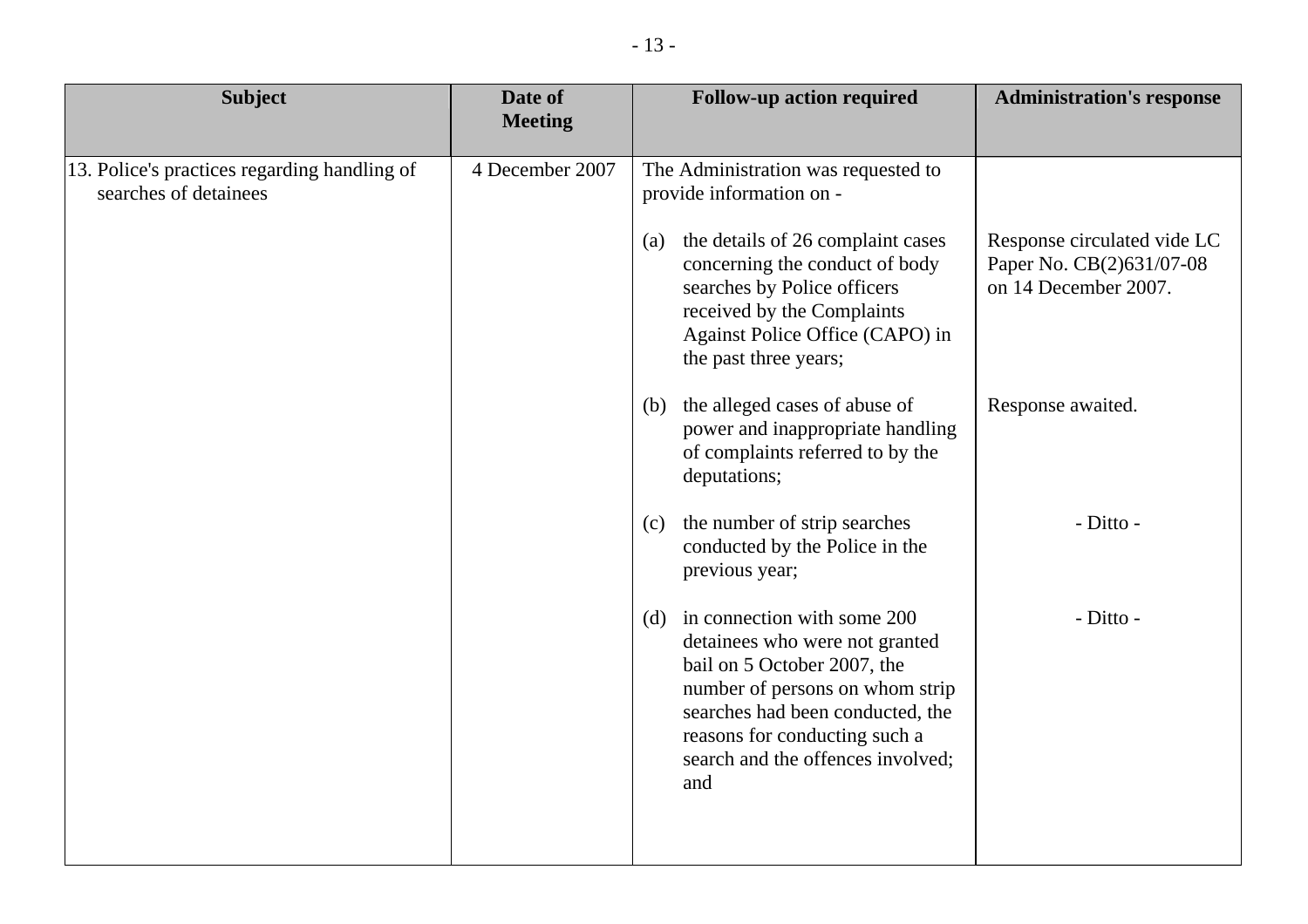| Subject | Date of Meeting | Follow-up action required | Administration's response |
| --- | --- | --- | --- |
| 13. Police's practices regarding handling of searches of detainees | 4 December 2007 | The Administration was requested to provide information on - | |
| | | (a) the details of 26 complaint cases concerning the conduct of body searches by Police officers received by the Complaints Against Police Office (CAPO) in the past three years; | Response circulated vide LC Paper No. CB(2)631/07-08 on 14 December 2007. |
| | | (b) the alleged cases of abuse of power and inappropriate handling of complaints referred to by the deputations; | Response awaited. |
| | | (c) the number of strip searches conducted by the Police in the previous year; | - Ditto - |
| | | (d) in connection with some 200 detainees who were not granted bail on 5 October 2007, the number of persons on whom strip searches had been conducted, the reasons for conducting such a search and the offences involved; and | - Ditto - |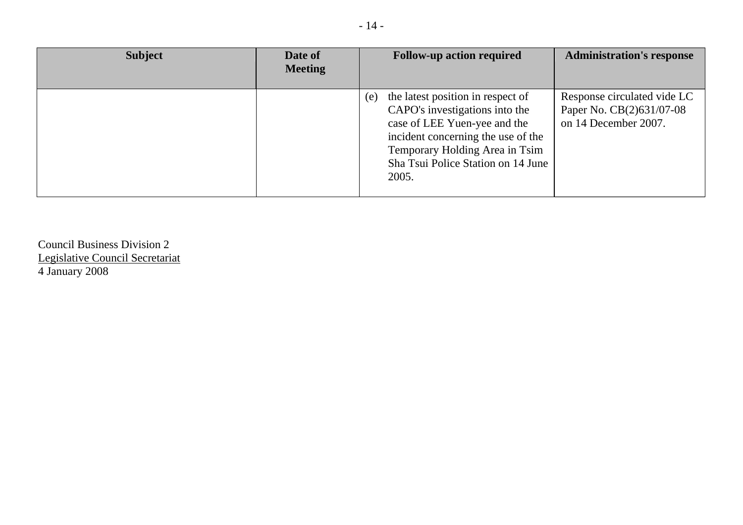| Subject | Date of Meeting | Follow-up action required | Administration's response |
|---|---|---|---|
| | | (e) the latest position in respect of CAPO's investigations into the case of LEE Yuen-yee and the incident concerning the use of the Temporary Holding Area in Tsim Sha Tsui Police Station on 14 June 2005. | Response circulated vide LC Paper No. CB(2)631/07-08 on 14 December 2007. |

Council Business Division 2
Legislative Council Secretariat
4 January 2008